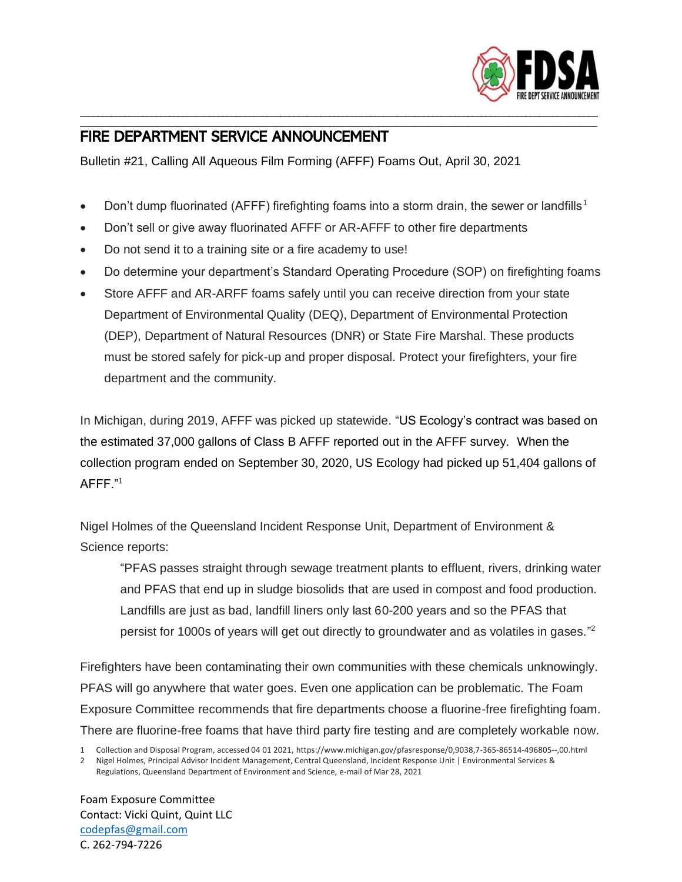# FIRE DEPARTMENT SERVICE ANNOUNCEMENT

Bulletin #21, Calling All Aqueous Film Forming (AFFF) Foams Out, April 30, 2021

- Don't dump fluorinated (AFFF) firefighting foams into a storm drain, the sewer or landfills[1]
- Don't sell or give away fluorinated AFFF or AR-AFFF to other fire departments
- Do not send it to a training site or a fire academy to use!
- Do determine your department's Standard Operating Procedure (SOP) on firefighting foams
- Store AFFF and AR-ARFF foams safely until you can receive direction from your state Department of Environmental Quality (DEQ), Department of Environmental Protection (DEP), Department of Natural Resources (DNR) or State Fire Marshal. These products must be stored safely for pick-up and proper disposal. Protect your firefighters, your fire department and the community.

In Michigan, during 2019, AFFF was picked up statewide. "US Ecology's contract was based on the estimated 37,000 gallons of Class B AFFF reported out in the AFFF survey. When the collection program ended on September 30, 2020, US Ecology had picked up 51,404 gallons of AFFF."[1]

Nigel Holmes of the Queensland Incident Response Unit, Department of Environment & Science reports:

> "PFAS passes straight through sewage treatment plants to effluent, rivers, drinking water and PFAS that end up in sludge biosolids that are used in compost and food production. Landfills are just as bad, landfill liners only last 60-200 years and so the PFAS that persist for 1000s of years will get out directly to groundwater and as volatiles in gases."[2]

Firefighters have been contaminating their own communities with these chemicals unknowingly. PFAS will go anywhere that water goes. Even one application can be problematic. The Foam Exposure Committee recommends that fire departments choose a fluorine-free firefighting foam. There are fluorine-free foams that have third party fire testing and are completely workable now.

1 Collection and Disposal Program, accessed 04 01 2021, https://www.michigan.gov/pfasresponse/0,9038,7-365-86514-496805--,00.html

2 Nigel Holmes, Principal Advisor Incident Management, Central Queensland, Incident Response Unit | Environmental Services & Regulations, Queensland Department of Environment and Science, e-mail of Mar 28, 2021

Foam Exposure Committee
Contact: Vicki Quint, Quint LLC
codepfas@gmail.com
C. 262-794-7226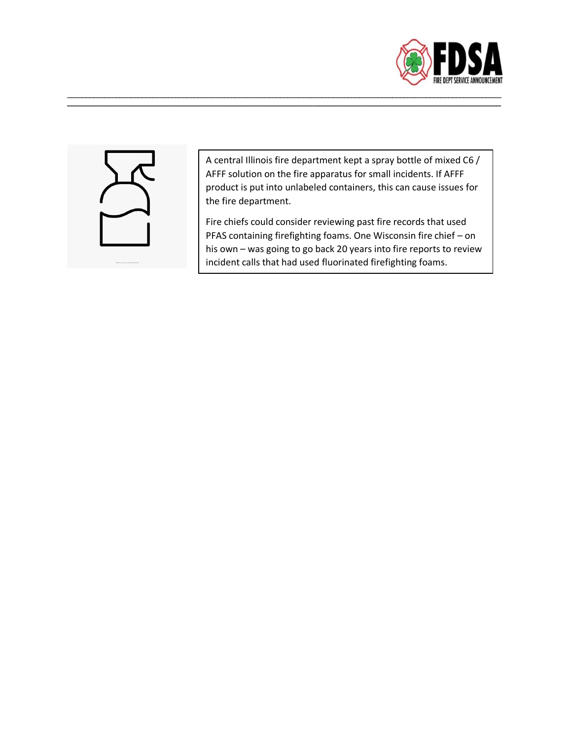A central Illinois fire department kept a spray bottle of mixed C6 / AFFF solution on the fire apparatus for small incidents. If AFFF product is put into unlabeled containers, this can cause issues for the fire department.

Fire chiefs could consider reviewing past fire records that used PFAS containing firefighting foams. One Wisconsin fire chief – on his own – was going to go back 20 years into fire reports to review incident calls that had used fluorinated firefighting foams.